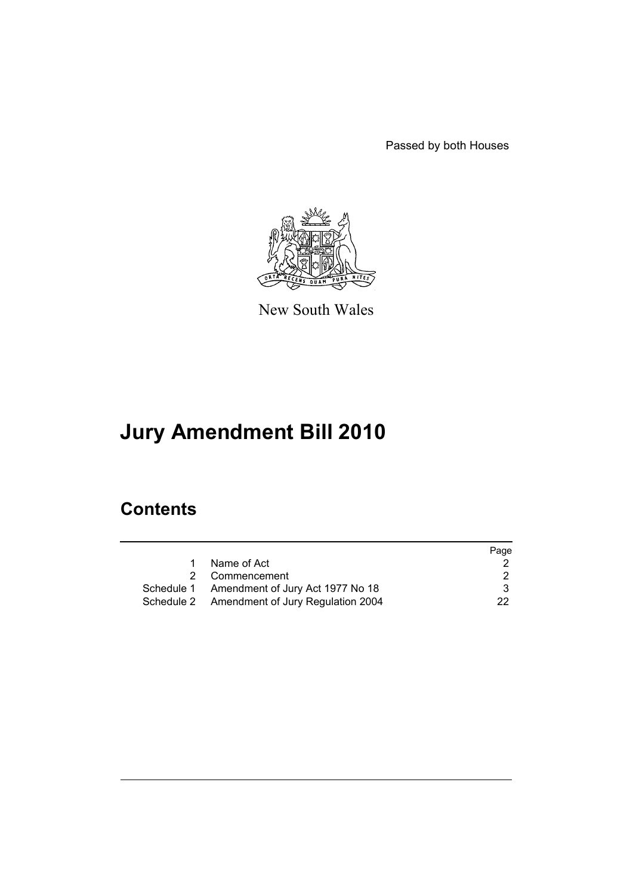Passed by both Houses

New South Wales

# Jury Amendment Bill 2010

## Contents

| | | Page |
|---|---|---|
| 1 | Name of Act | 2 |
| 2 | Commencement | 2 |
| Schedule 1 | Amendment of Jury Act 1977 No 18 | 3 |
| Schedule 2 | Amendment of Jury Regulation 2004 | 22 |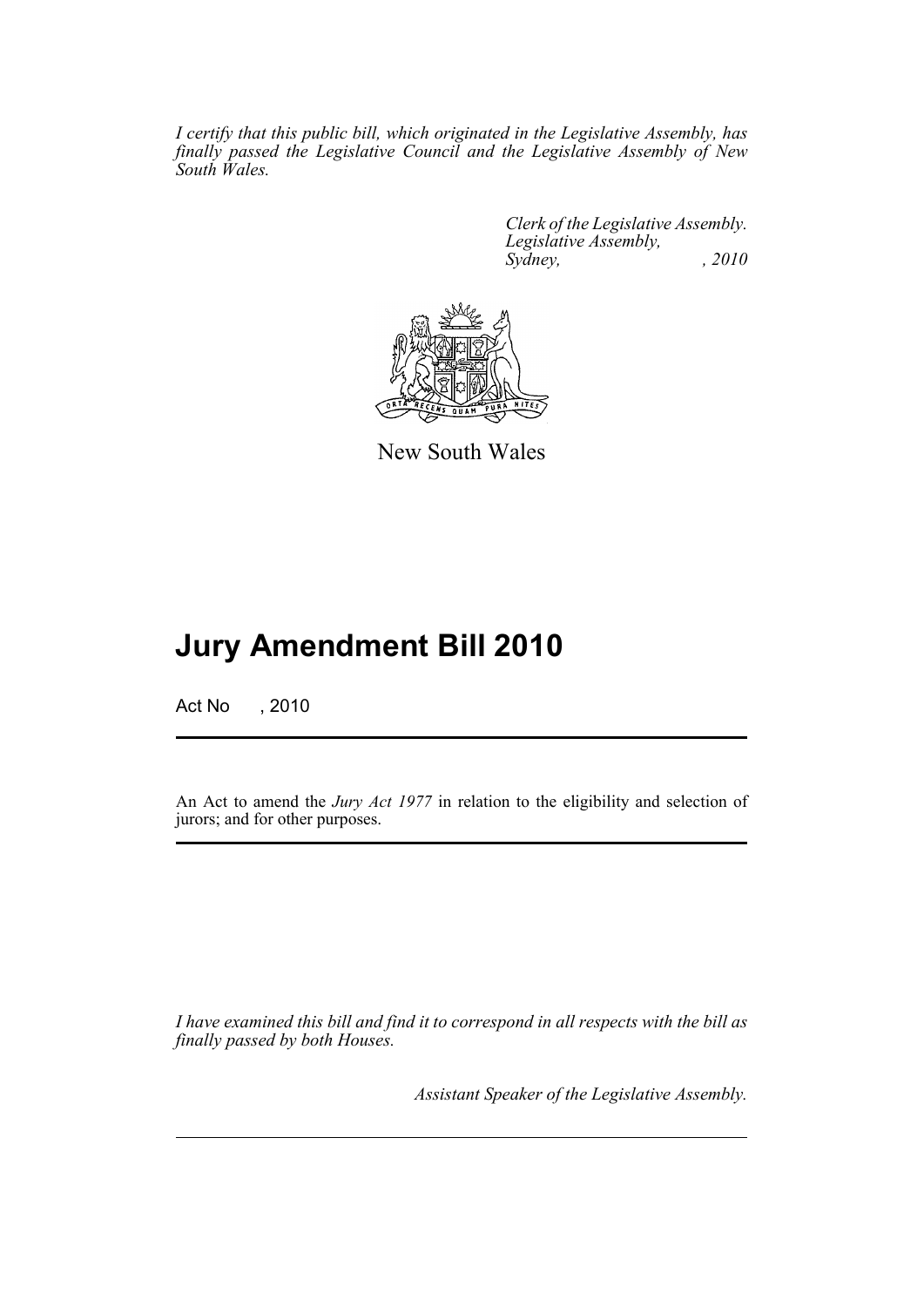*I certify that this public bill, which originated in the Legislative Assembly, has finally passed the Legislative Council and the Legislative Assembly of New South Wales.*

*Clerk of the Legislative Assembly.*
*Legislative Assembly,*
*Sydney, , 2010*

New South Wales

# Jury Amendment Bill 2010

Act No , 2010

An Act to amend the *Jury Act 1977* in relation to the eligibility and selection of jurors; and for other purposes.

*I have examined this bill and find it to correspond in all respects with the bill as finally passed by both Houses.*

*Assistant Speaker of the Legislative Assembly.*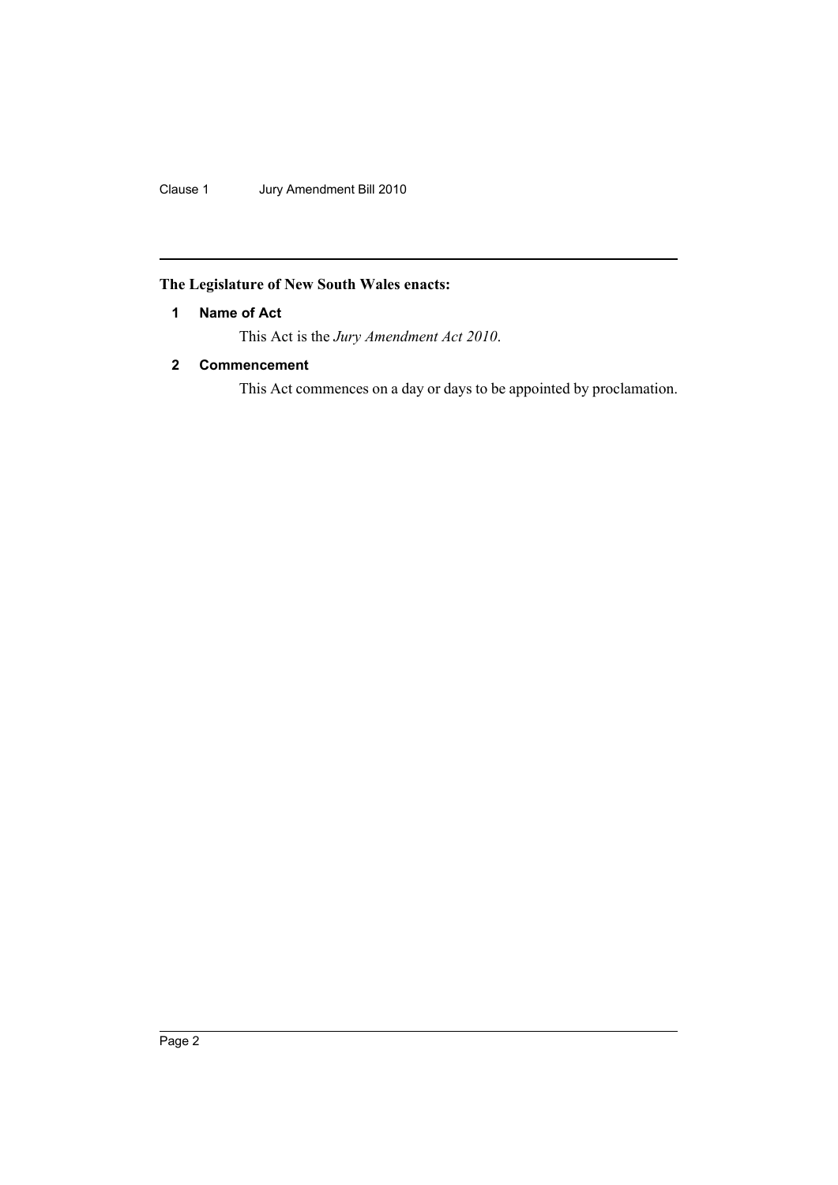**The Legislature of New South Wales enacts:**

### 1 Name of Act

This Act is the *Jury Amendment Act 2010*.

### 2 Commencement

This Act commences on a day or days to be appointed by proclamation.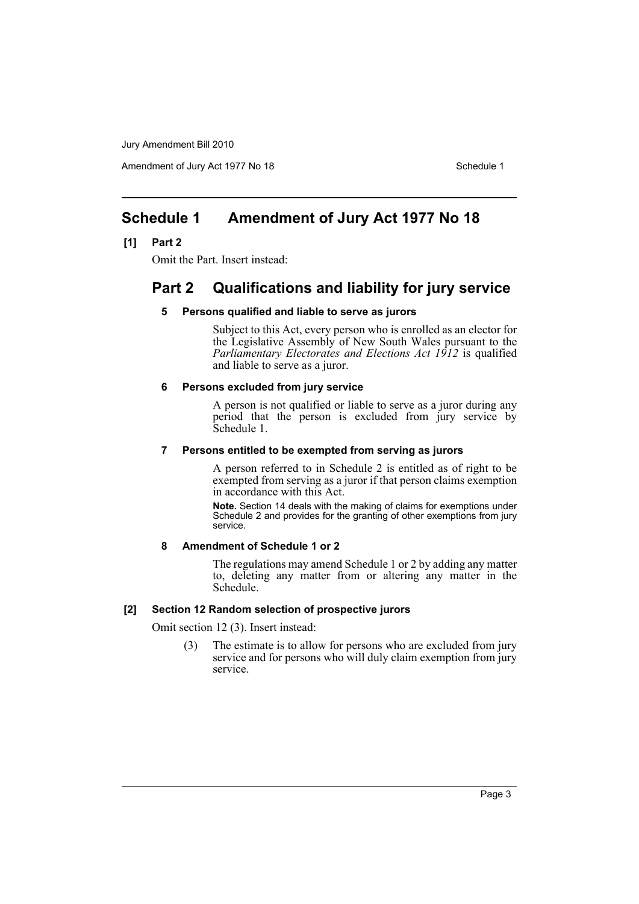# Schedule 1 Amendment of Jury Act 1977 No 18

**[1] Part 2**

Omit the Part. Insert instead:

## Part 2 Qualifications and liability for jury service

### 5 Persons qualified and liable to serve as jurors

Subject to this Act, every person who is enrolled as an elector for the Legislative Assembly of New South Wales pursuant to the *Parliamentary Electorates and Elections Act 1912* is qualified and liable to serve as a juror.

### 6 Persons excluded from jury service

A person is not qualified or liable to serve as a juror during any period that the person is excluded from jury service by Schedule 1.

### 7 Persons entitled to be exempted from serving as jurors

A person referred to in Schedule 2 is entitled as of right to be exempted from serving as a juror if that person claims exemption in accordance with this Act.

**Note.** Section 14 deals with the making of claims for exemptions under Schedule 2 and provides for the granting of other exemptions from jury service.

### 8 Amendment of Schedule 1 or 2

The regulations may amend Schedule 1 or 2 by adding any matter to, deleting any matter from or altering any matter in the Schedule.

**[2] Section 12 Random selection of prospective jurors**

Omit section 12 (3). Insert instead:

(3) The estimate is to allow for persons who are excluded from jury service and for persons who will duly claim exemption from jury service.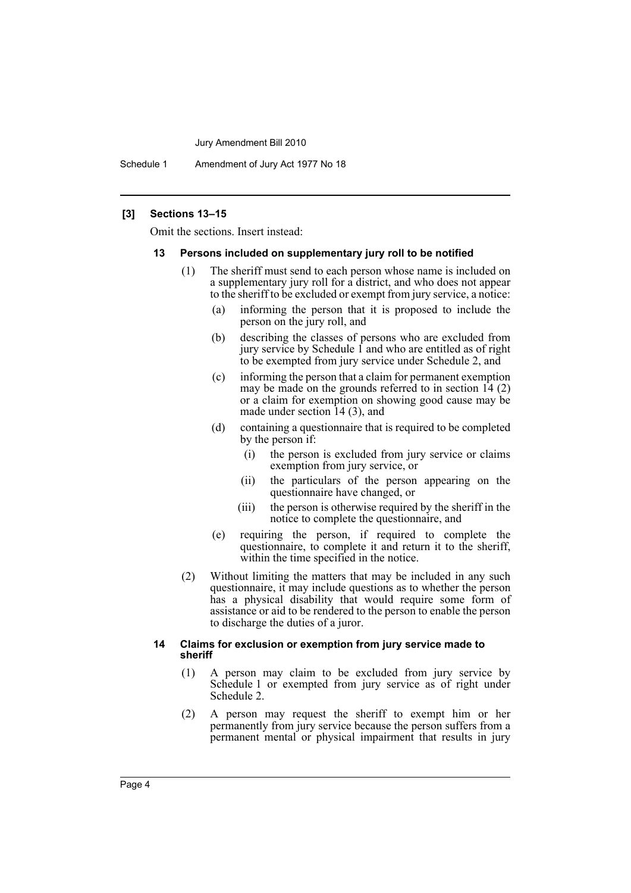**[3] Sections 13–15**

Omit the sections. Insert instead:

**13 Persons included on supplementary jury roll to be notified**

(1) The sheriff must send to each person whose name is included on a supplementary jury roll for a district, and who does not appear to the sheriff to be excluded or exempt from jury service, a notice:

(a) informing the person that it is proposed to include the person on the jury roll, and

(b) describing the classes of persons who are excluded from jury service by Schedule 1 and who are entitled as of right to be exempted from jury service under Schedule 2, and

(c) informing the person that a claim for permanent exemption may be made on the grounds referred to in section 14 (2) or a claim for exemption on showing good cause may be made under section 14 (3), and

(d) containing a questionnaire that is required to be completed by the person if:

(i) the person is excluded from jury service or claims exemption from jury service, or

(ii) the particulars of the person appearing on the questionnaire have changed, or

(iii) the person is otherwise required by the sheriff in the notice to complete the questionnaire, and

(e) requiring the person, if required to complete the questionnaire, to complete it and return it to the sheriff, within the time specified in the notice.

(2) Without limiting the matters that may be included in any such questionnaire, it may include questions as to whether the person has a physical disability that would require some form of assistance or aid to be rendered to the person to enable the person to discharge the duties of a juror.

**14 Claims for exclusion or exemption from jury service made to sheriff**

(1) A person may claim to be excluded from jury service by Schedule 1 or exempted from jury service as of right under Schedule 2.

(2) A person may request the sheriff to exempt him or her permanently from jury service because the person suffers from a permanent mental or physical impairment that results in jury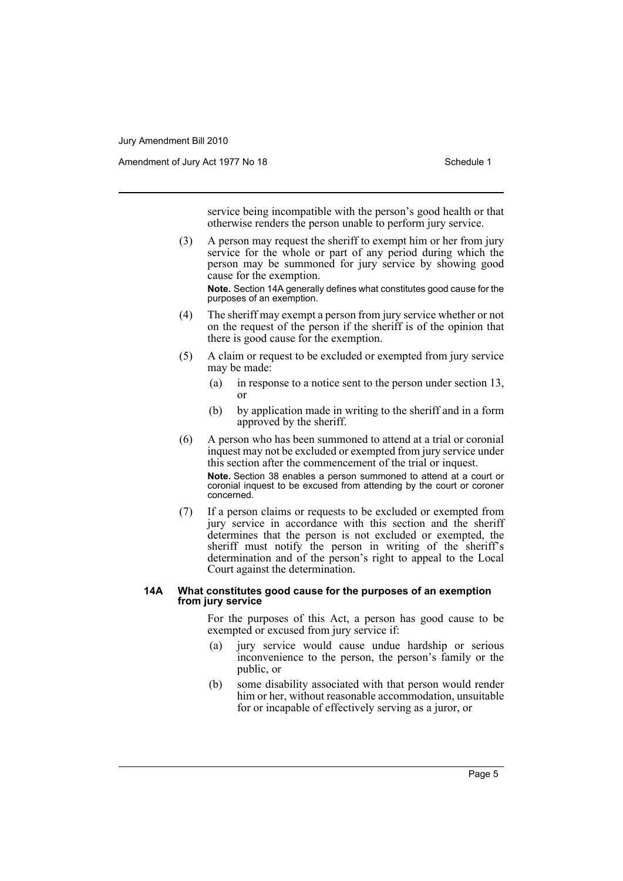service being incompatible with the person's good health or that otherwise renders the person unable to perform jury service.

(3) A person may request the sheriff to exempt him or her from jury service for the whole or part of any period during which the person may be summoned for jury service by showing good cause for the exemption.

**Note.** Section 14A generally defines what constitutes good cause for the purposes of an exemption.

(4) The sheriff may exempt a person from jury service whether or not on the request of the person if the sheriff is of the opinion that there is good cause for the exemption.

(5) A claim or request to be excluded or exempted from jury service may be made:

- (a) in response to a notice sent to the person under section 13, or
- (b) by application made in writing to the sheriff and in a form approved by the sheriff.

(6) A person who has been summoned to attend at a trial or coronial inquest may not be excluded or exempted from jury service under this section after the commencement of the trial or inquest.

**Note.** Section 38 enables a person summoned to attend at a court or coronial inquest to be excused from attending by the court or coroner concerned.

(7) If a person claims or requests to be excluded or exempted from jury service in accordance with this section and the sheriff determines that the person is not excluded or exempted, the sheriff must notify the person in writing of the sheriff's determination and of the person's right to appeal to the Local Court against the determination.

**14A What constitutes good cause for the purposes of an exemption from jury service**

For the purposes of this Act, a person has good cause to be exempted or excused from jury service if:

- (a) jury service would cause undue hardship or serious inconvenience to the person, the person's family or the public, or
- (b) some disability associated with that person would render him or her, without reasonable accommodation, unsuitable for or incapable of effectively serving as a juror, or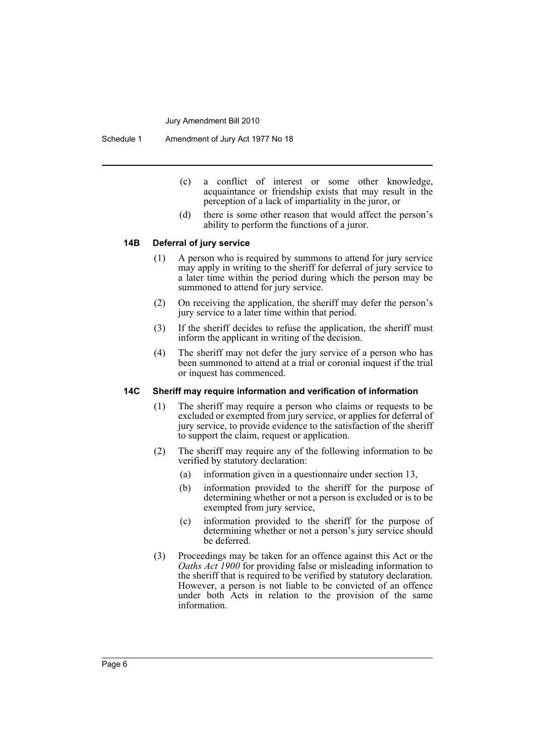(c) a conflict of interest or some other knowledge, acquaintance or friendship exists that may result in the perception of a lack of impartiality in the juror, or

(d) there is some other reason that would affect the person's ability to perform the functions of a juror.

#### 14B Deferral of jury service

(1) A person who is required by summons to attend for jury service may apply in writing to the sheriff for deferral of jury service to a later time within the period during which the person may be summoned to attend for jury service.

(2) On receiving the application, the sheriff may defer the person's jury service to a later time within that period.

(3) If the sheriff decides to refuse the application, the sheriff must inform the applicant in writing of the decision.

(4) The sheriff may not defer the jury service of a person who has been summoned to attend at a trial or coronial inquest if the trial or inquest has commenced.

#### 14C Sheriff may require information and verification of information

(1) The sheriff may require a person who claims or requests to be excluded or exempted from jury service, or applies for deferral of jury service, to provide evidence to the satisfaction of the sheriff to support the claim, request or application.

(2) The sheriff may require any of the following information to be verified by statutory declaration:

(a) information given in a questionnaire under section 13,

(b) information provided to the sheriff for the purpose of determining whether or not a person is excluded or is to be exempted from jury service,

(c) information provided to the sheriff for the purpose of determining whether or not a person's jury service should be deferred.

(3) Proceedings may be taken for an offence against this Act or the *Oaths Act 1900* for providing false or misleading information to the sheriff that is required to be verified by statutory declaration. However, a person is not liable to be convicted of an offence under both Acts in relation to the provision of the same information.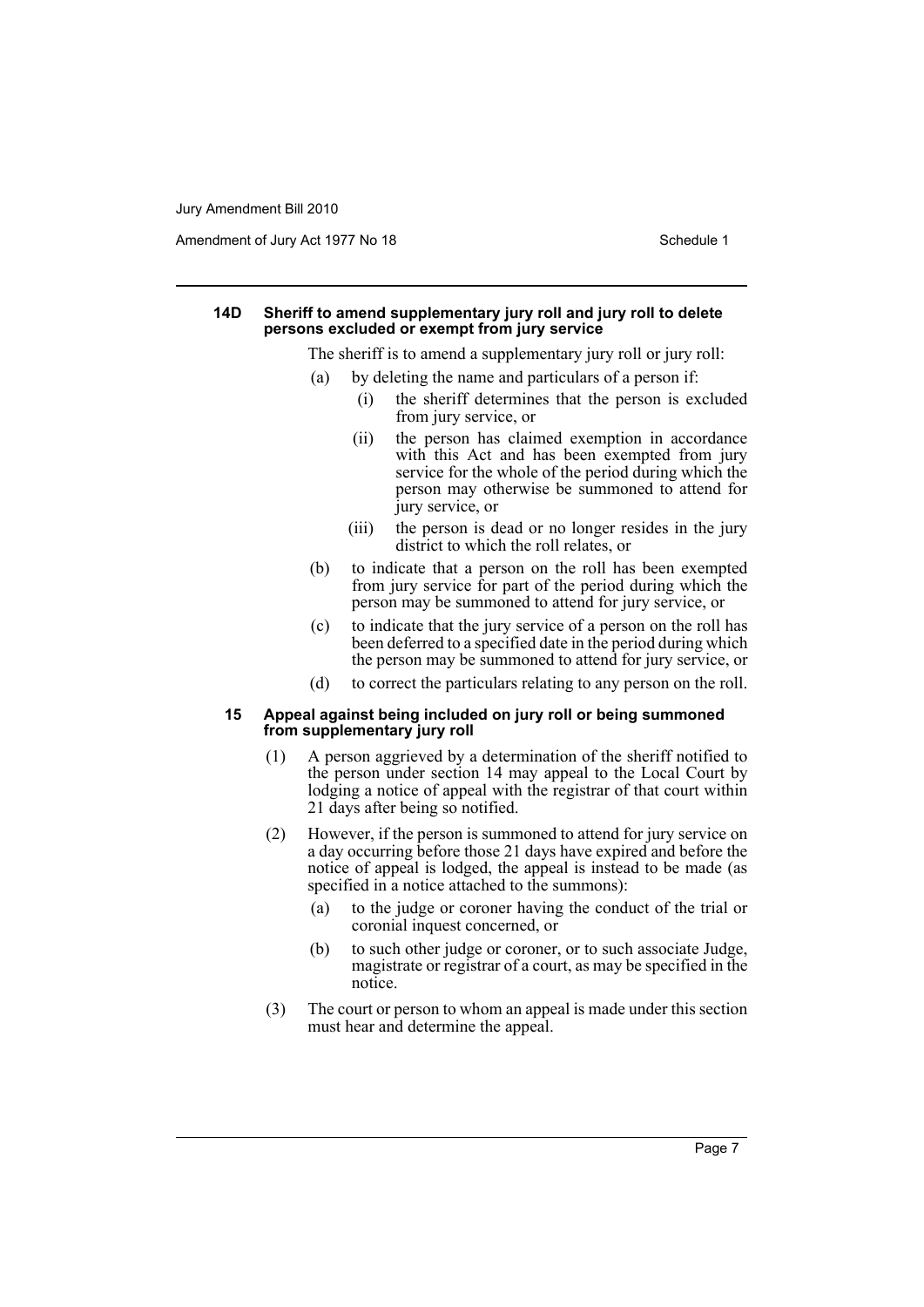#### 14D Sheriff to amend supplementary jury roll and jury roll to delete persons excluded or exempt from jury service

The sheriff is to amend a supplementary jury roll or jury roll:

(a) by deleting the name and particulars of a person if:

(i) the sheriff determines that the person is excluded from jury service, or

(ii) the person has claimed exemption in accordance with this Act and has been exempted from jury service for the whole of the period during which the person may otherwise be summoned to attend for jury service, or

(iii) the person is dead or no longer resides in the jury district to which the roll relates, or

(b) to indicate that a person on the roll has been exempted from jury service for part of the period during which the person may be summoned to attend for jury service, or

(c) to indicate that the jury service of a person on the roll has been deferred to a specified date in the period during which the person may be summoned to attend for jury service, or

(d) to correct the particulars relating to any person on the roll.

#### 15 Appeal against being included on jury roll or being summoned from supplementary jury roll

(1) A person aggrieved by a determination of the sheriff notified to the person under section 14 may appeal to the Local Court by lodging a notice of appeal with the registrar of that court within 21 days after being so notified.

(2) However, if the person is summoned to attend for jury service on a day occurring before those 21 days have expired and before the notice of appeal is lodged, the appeal is instead to be made (as specified in a notice attached to the summons):

(a) to the judge or coroner having the conduct of the trial or coronial inquest concerned, or

(b) to such other judge or coroner, or to such associate Judge, magistrate or registrar of a court, as may be specified in the notice.

(3) The court or person to whom an appeal is made under this section must hear and determine the appeal.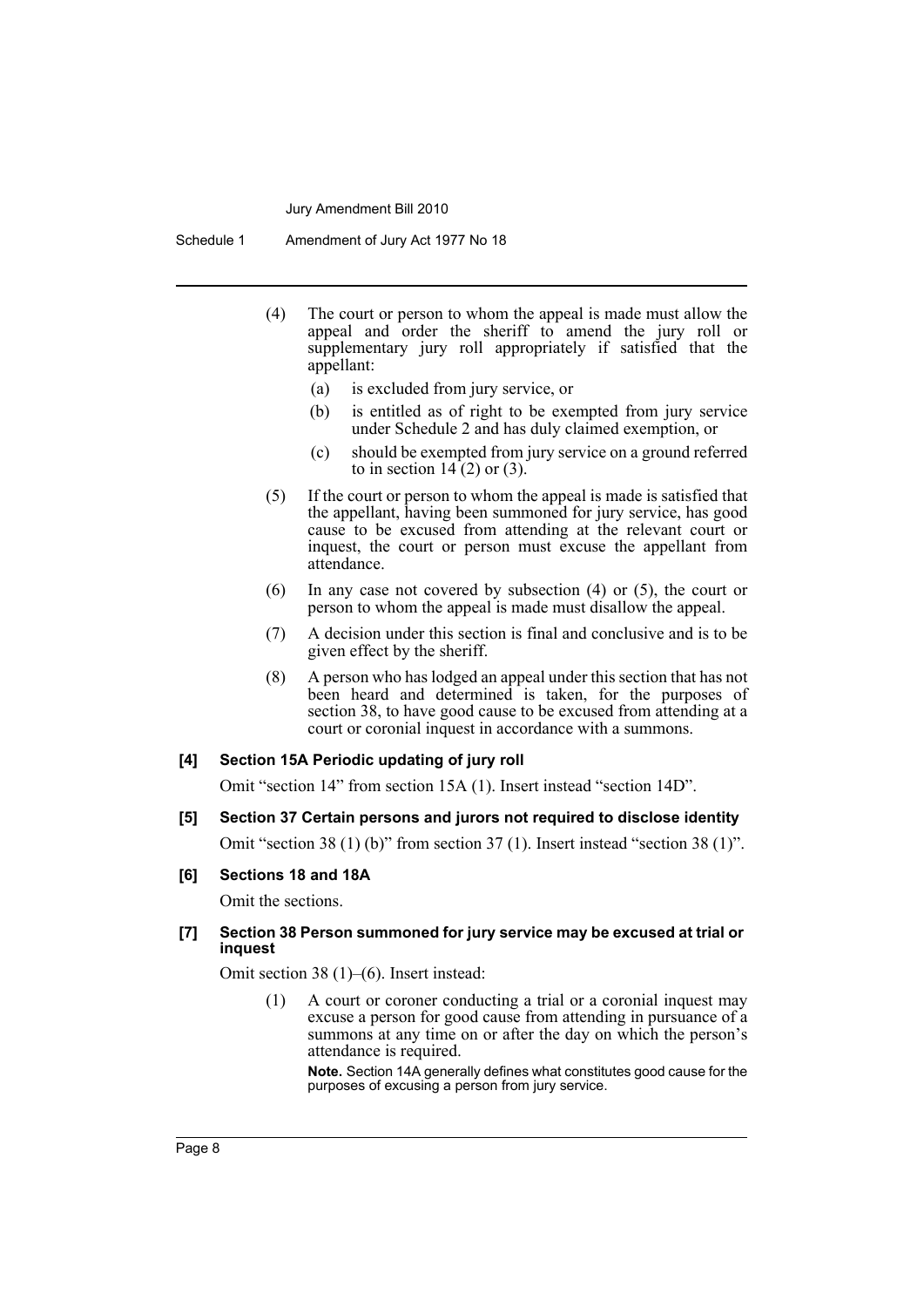(4) The court or person to whom the appeal is made must allow the appeal and order the sheriff to amend the jury roll or supplementary jury roll appropriately if satisfied that the appellant:

- (a) is excluded from jury service, or
- (b) is entitled as of right to be exempted from jury service under Schedule 2 and has duly claimed exemption, or
- (c) should be exempted from jury service on a ground referred to in section 14 (2) or (3).

(5) If the court or person to whom the appeal is made is satisfied that the appellant, having been summoned for jury service, has good cause to be excused from attending at the relevant court or inquest, the court or person must excuse the appellant from attendance.

(6) In any case not covered by subsection (4) or (5), the court or person to whom the appeal is made must disallow the appeal.

(7) A decision under this section is final and conclusive and is to be given effect by the sheriff.

(8) A person who has lodged an appeal under this section that has not been heard and determined is taken, for the purposes of section 38, to have good cause to be excused from attending at a court or coronial inquest in accordance with a summons.

**[4] Section 15A Periodic updating of jury roll**

Omit "section 14" from section 15A (1). Insert instead "section 14D".

**[5] Section 37 Certain persons and jurors not required to disclose identity**

Omit "section 38 (1) (b)" from section 37 (1). Insert instead "section 38 (1)".

**[6] Sections 18 and 18A**

Omit the sections.

**[7] Section 38 Person summoned for jury service may be excused at trial or inquest**

Omit section 38 (1)–(6). Insert instead:

(1) A court or coroner conducting a trial or a coronial inquest may excuse a person for good cause from attending in pursuance of a summons at any time on or after the day on which the person's attendance is required.

**Note.** Section 14A generally defines what constitutes good cause for the purposes of excusing a person from jury service.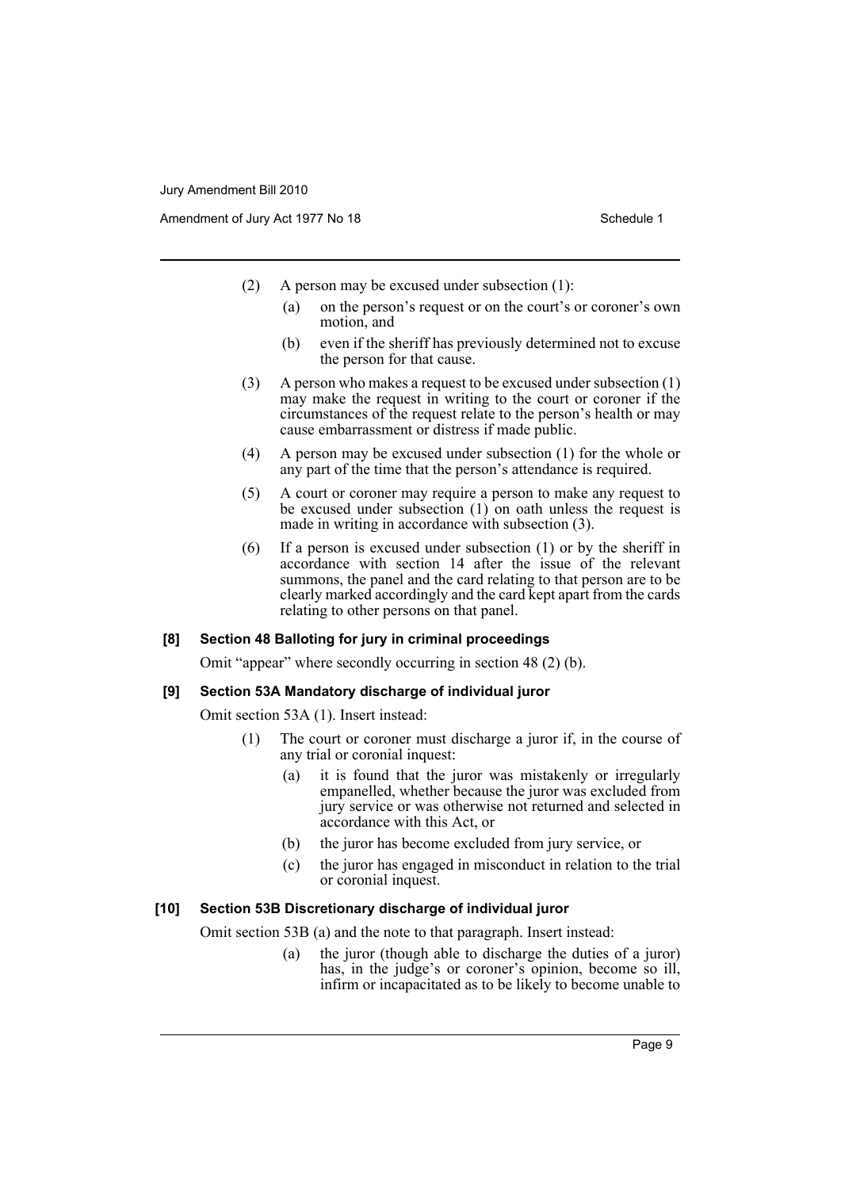(2) A person may be excused under subsection (1):

(a) on the person's request or on the court's or coroner's own motion, and

(b) even if the sheriff has previously determined not to excuse the person for that cause.

(3) A person who makes a request to be excused under subsection (1) may make the request in writing to the court or coroner if the circumstances of the request relate to the person's health or may cause embarrassment or distress if made public.

(4) A person may be excused under subsection (1) for the whole or any part of the time that the person's attendance is required.

(5) A court or coroner may require a person to make any request to be excused under subsection (1) on oath unless the request is made in writing in accordance with subsection (3).

(6) If a person is excused under subsection (1) or by the sheriff in accordance with section 14 after the issue of the relevant summons, the panel and the card relating to that person are to be clearly marked accordingly and the card kept apart from the cards relating to other persons on that panel.

#### [8] Section 48 Balloting for jury in criminal proceedings

Omit "appear" where secondly occurring in section 48 (2) (b).

#### [9] Section 53A Mandatory discharge of individual juror

Omit section 53A (1). Insert instead:

(1) The court or coroner must discharge a juror if, in the course of any trial or coronial inquest:

(a) it is found that the juror was mistakenly or irregularly empanelled, whether because the juror was excluded from jury service or was otherwise not returned and selected in accordance with this Act, or

(b) the juror has become excluded from jury service, or

(c) the juror has engaged in misconduct in relation to the trial or coronial inquest.

#### [10] Section 53B Discretionary discharge of individual juror

Omit section 53B (a) and the note to that paragraph. Insert instead:

(a) the juror (though able to discharge the duties of a juror) has, in the judge's or coroner's opinion, become so ill, infirm or incapacitated as to be likely to become unable to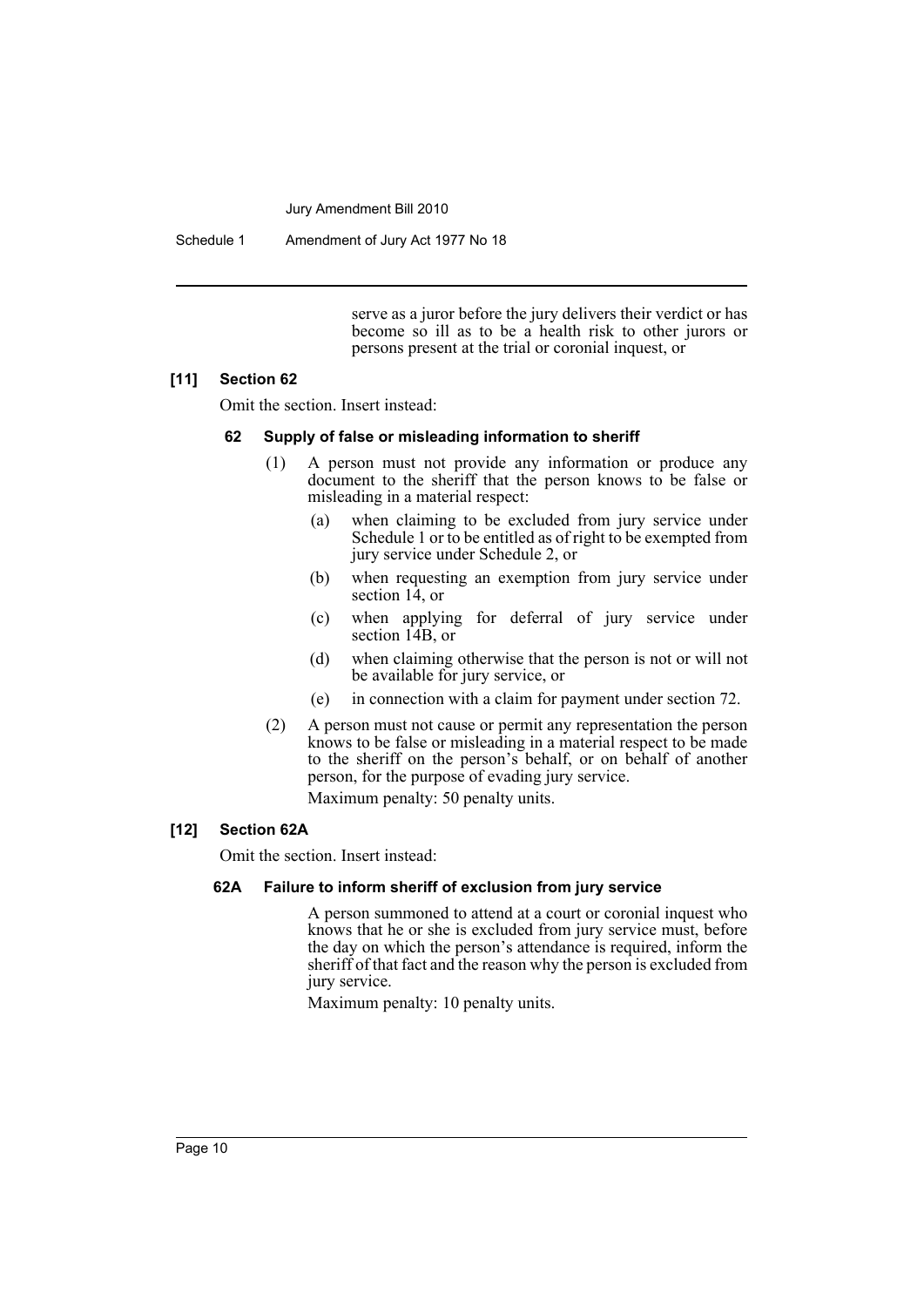serve as a juror before the jury delivers their verdict or has become so ill as to be a health risk to other jurors or persons present at the trial or coronial inquest, or

### [11] Section 62

Omit the section. Insert instead:

#### 62 Supply of false or misleading information to sheriff

(1) A person must not provide any information or produce any document to the sheriff that the person knows to be false or misleading in a material respect:

- (a) when claiming to be excluded from jury service under Schedule 1 or to be entitled as of right to be exempted from jury service under Schedule 2, or
- (b) when requesting an exemption from jury service under section 14, or
- (c) when applying for deferral of jury service under section 14B, or
- (d) when claiming otherwise that the person is not or will not be available for jury service, or
- (e) in connection with a claim for payment under section 72.

(2) A person must not cause or permit any representation the person knows to be false or misleading in a material respect to be made to the sheriff on the person's behalf, or on behalf of another person, for the purpose of evading jury service.

Maximum penalty: 50 penalty units.

### [12] Section 62A

Omit the section. Insert instead:

#### 62A Failure to inform sheriff of exclusion from jury service

A person summoned to attend at a court or coronial inquest who knows that he or she is excluded from jury service must, before the day on which the person's attendance is required, inform the sheriff of that fact and the reason why the person is excluded from jury service.

Maximum penalty: 10 penalty units.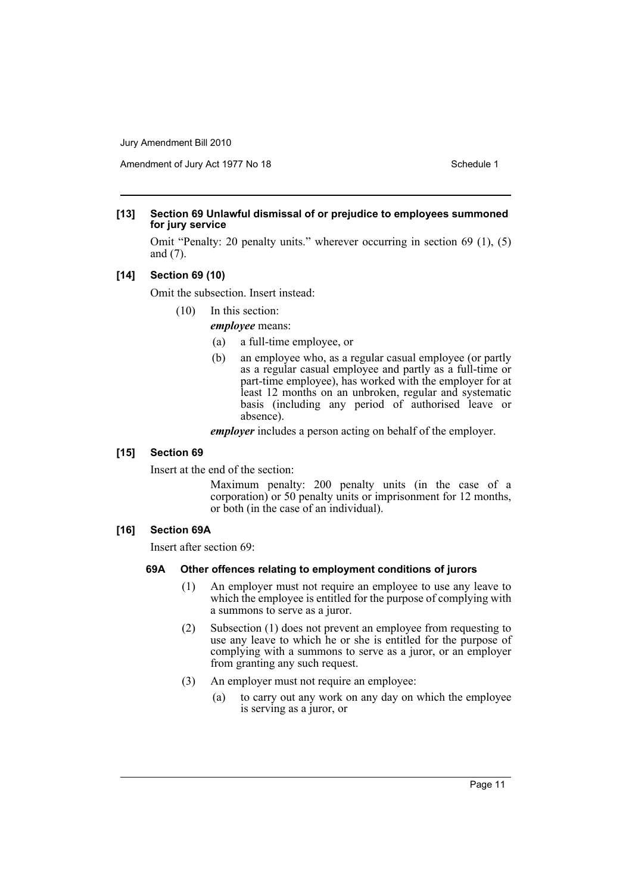**[13] Section 69 Unlawful dismissal of or prejudice to employees summoned for jury service**

Omit "Penalty: 20 penalty units." wherever occurring in section 69 (1), (5) and (7).

**[14] Section 69 (10)**

Omit the subsection. Insert instead:

(10) In this section:

***employee*** means:

(a) a full-time employee, or

(b) an employee who, as a regular casual employee (or partly as a regular casual employee and partly as a full-time or part-time employee), has worked with the employer for at least 12 months on an unbroken, regular and systematic basis (including any period of authorised leave or absence).

***employer*** includes a person acting on behalf of the employer.

**[15] Section 69**

Insert at the end of the section:

Maximum penalty: 200 penalty units (in the case of a corporation) or 50 penalty units or imprisonment for 12 months, or both (in the case of an individual).

**[16] Section 69A**

Insert after section 69:

**69A Other offences relating to employment conditions of jurors**

(1) An employer must not require an employee to use any leave to which the employee is entitled for the purpose of complying with a summons to serve as a juror.

(2) Subsection (1) does not prevent an employee from requesting to use any leave to which he or she is entitled for the purpose of complying with a summons to serve as a juror, or an employer from granting any such request.

(3) An employer must not require an employee:

(a) to carry out any work on any day on which the employee is serving as a juror, or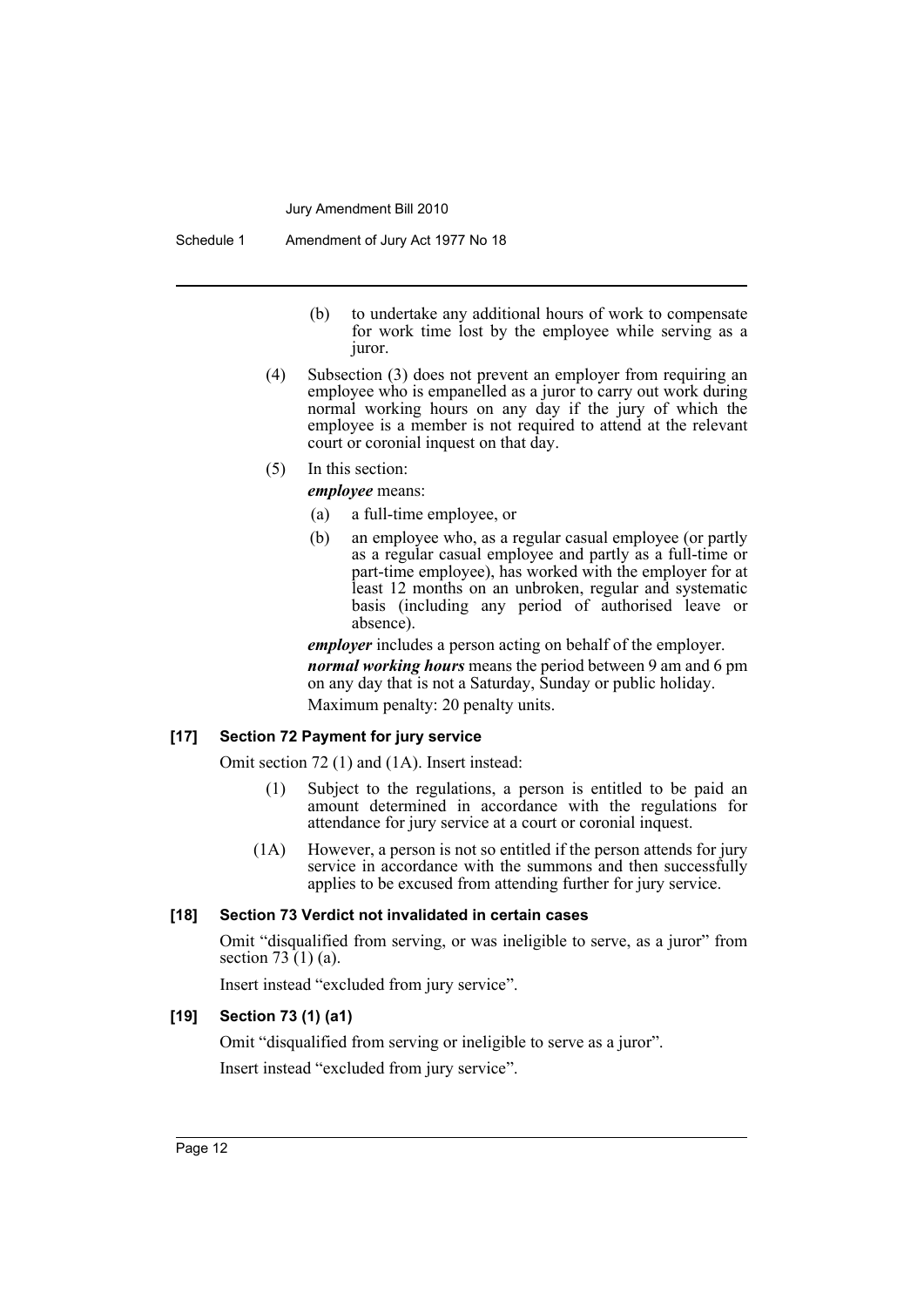(b) to undertake any additional hours of work to compensate for work time lost by the employee while serving as a juror.

(4) Subsection (3) does not prevent an employer from requiring an employee who is empanelled as a juror to carry out work during normal working hours on any day if the jury of which the employee is a member is not required to attend at the relevant court or coronial inquest on that day.

(5) In this section:

***employee*** means:

(a) a full-time employee, or

(b) an employee who, as a regular casual employee (or partly as a regular casual employee and partly as a full-time or part-time employee), has worked with the employer for at least 12 months on an unbroken, regular and systematic basis (including any period of authorised leave or absence).

***employer*** includes a person acting on behalf of the employer.

***normal working hours*** means the period between 9 am and 6 pm on any day that is not a Saturday, Sunday or public holiday.

Maximum penalty: 20 penalty units.

### [17] Section 72 Payment for jury service

Omit section 72 (1) and (1A). Insert instead:

(1) Subject to the regulations, a person is entitled to be paid an amount determined in accordance with the regulations for attendance for jury service at a court or coronial inquest.

(1A) However, a person is not so entitled if the person attends for jury service in accordance with the summons and then successfully applies to be excused from attending further for jury service.

### [18] Section 73 Verdict not invalidated in certain cases

Omit "disqualified from serving, or was ineligible to serve, as a juror" from section 73 (1) (a).

Insert instead "excluded from jury service".

### [19] Section 73 (1) (a1)

Omit "disqualified from serving or ineligible to serve as a juror".

Insert instead "excluded from jury service".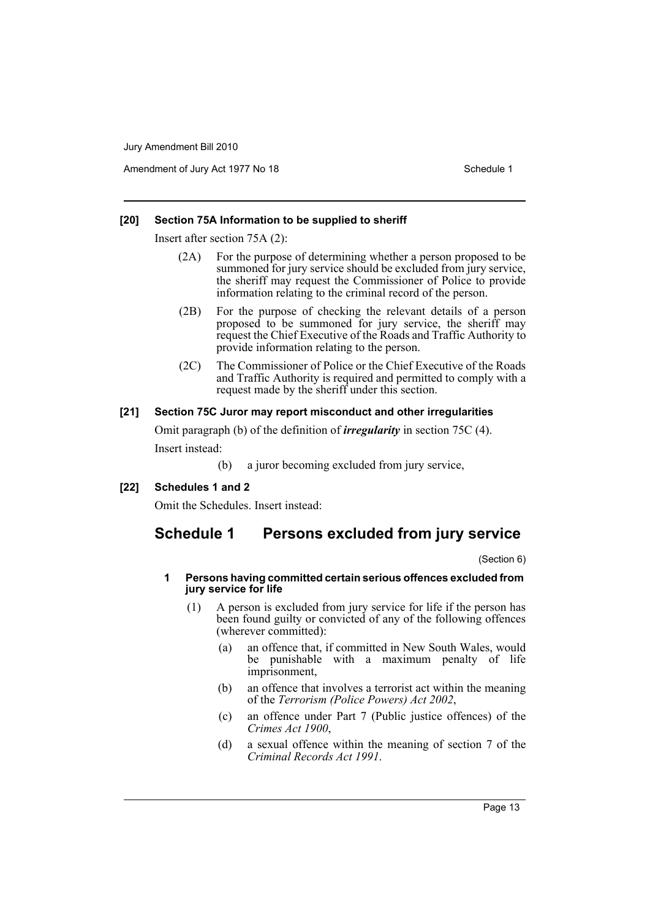**[20] Section 75A Information to be supplied to sheriff**

Insert after section 75A (2):

(2A) For the purpose of determining whether a person proposed to be summoned for jury service should be excluded from jury service, the sheriff may request the Commissioner of Police to provide information relating to the criminal record of the person.

(2B) For the purpose of checking the relevant details of a person proposed to be summoned for jury service, the sheriff may request the Chief Executive of the Roads and Traffic Authority to provide information relating to the person.

(2C) The Commissioner of Police or the Chief Executive of the Roads and Traffic Authority is required and permitted to comply with a request made by the sheriff under this section.

**[21] Section 75C Juror may report misconduct and other irregularities**

Omit paragraph (b) of the definition of ***irregularity*** in section 75C (4).

Insert instead:

(b) a juror becoming excluded from jury service,

**[22] Schedules 1 and 2**

Omit the Schedules. Insert instead:

## Schedule 1 Persons excluded from jury service

(Section 6)

**1 Persons having committed certain serious offences excluded from jury service for life**

(1) A person is excluded from jury service for life if the person has been found guilty or convicted of any of the following offences (wherever committed):

(a) an offence that, if committed in New South Wales, would be punishable with a maximum penalty of life imprisonment,

(b) an offence that involves a terrorist act within the meaning of the *Terrorism (Police Powers) Act 2002*,

(c) an offence under Part 7 (Public justice offences) of the *Crimes Act 1900*,

(d) a sexual offence within the meaning of section 7 of the *Criminal Records Act 1991*.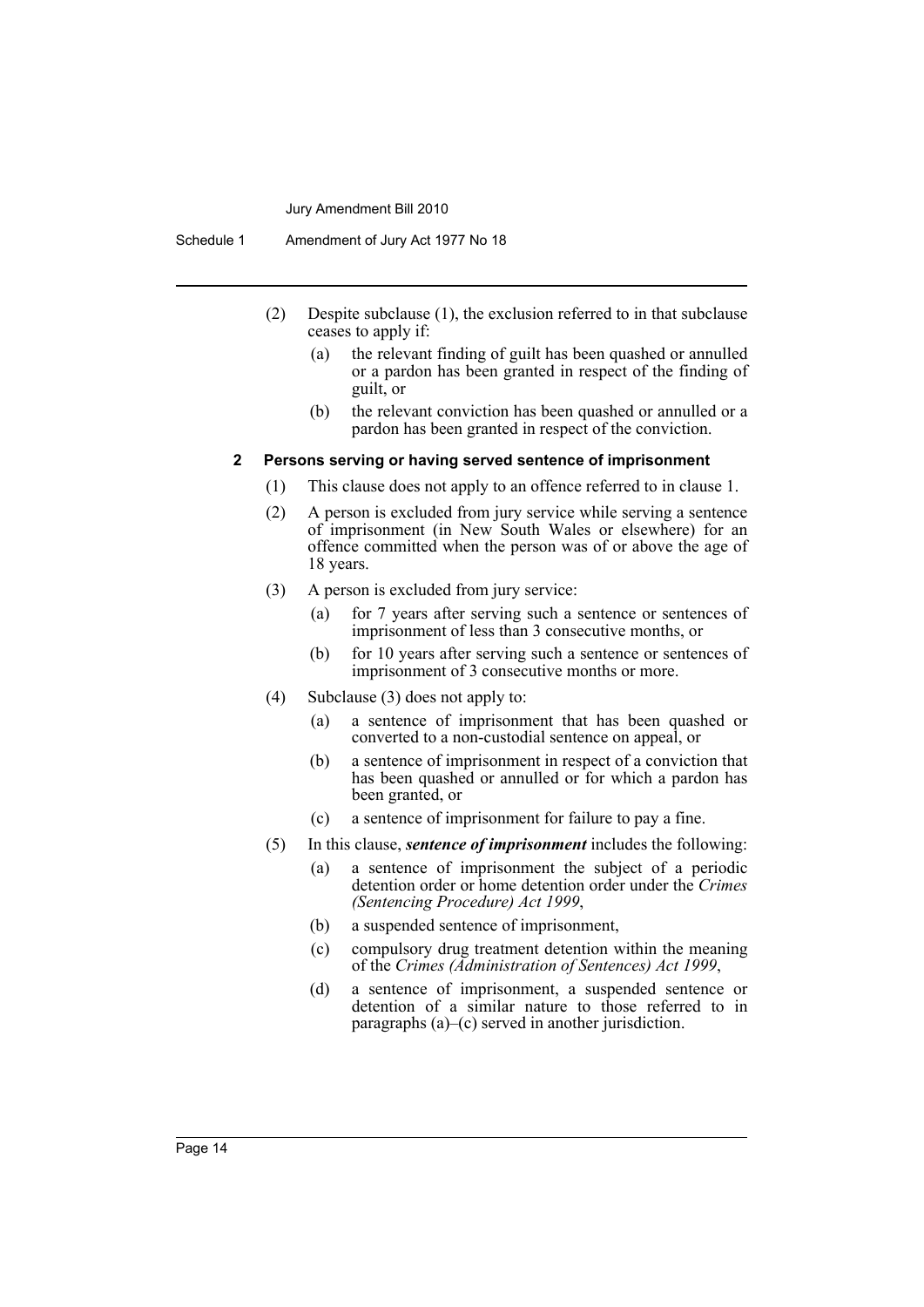(2) Despite subclause (1), the exclusion referred to in that subclause ceases to apply if:

   (a) the relevant finding of guilt has been quashed or annulled or a pardon has been granted in respect of the finding of guilt, or

   (b) the relevant conviction has been quashed or annulled or a pardon has been granted in respect of the conviction.

#### 2 Persons serving or having served sentence of imprisonment

(1) This clause does not apply to an offence referred to in clause 1.

(2) A person is excluded from jury service while serving a sentence of imprisonment (in New South Wales or elsewhere) for an offence committed when the person was of or above the age of 18 years.

(3) A person is excluded from jury service:

   (a) for 7 years after serving such a sentence or sentences of imprisonment of less than 3 consecutive months, or

   (b) for 10 years after serving such a sentence or sentences of imprisonment of 3 consecutive months or more.

(4) Subclause (3) does not apply to:

   (a) a sentence of imprisonment that has been quashed or converted to a non-custodial sentence on appeal, or

   (b) a sentence of imprisonment in respect of a conviction that has been quashed or annulled or for which a pardon has been granted, or

   (c) a sentence of imprisonment for failure to pay a fine.

(5) In this clause, ***sentence of imprisonment*** includes the following:

   (a) a sentence of imprisonment the subject of a periodic detention order or home detention order under the *Crimes (Sentencing Procedure) Act 1999*,

   (b) a suspended sentence of imprisonment,

   (c) compulsory drug treatment detention within the meaning of the *Crimes (Administration of Sentences) Act 1999*,

   (d) a sentence of imprisonment, a suspended sentence or detention of a similar nature to those referred to in paragraphs (a)–(c) served in another jurisdiction.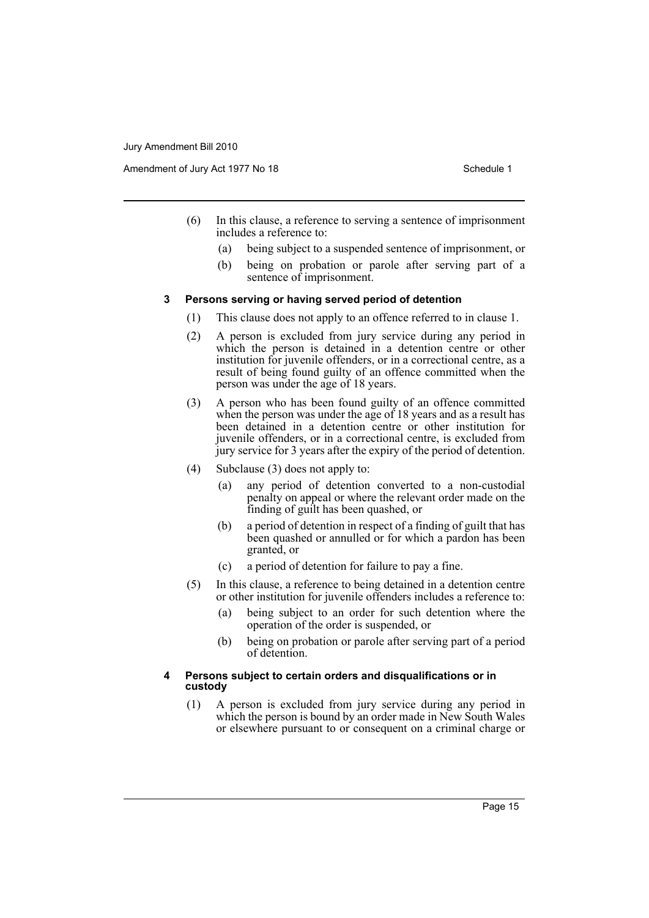(6) In this clause, a reference to serving a sentence of imprisonment includes a reference to:

(a) being subject to a suspended sentence of imprisonment, or

(b) being on probation or parole after serving part of a sentence of imprisonment.

### 3 Persons serving or having served period of detention

(1) This clause does not apply to an offence referred to in clause 1.

(2) A person is excluded from jury service during any period in which the person is detained in a detention centre or other institution for juvenile offenders, or in a correctional centre, as a result of being found guilty of an offence committed when the person was under the age of 18 years.

(3) A person who has been found guilty of an offence committed when the person was under the age of 18 years and as a result has been detained in a detention centre or other institution for juvenile offenders, or in a correctional centre, is excluded from jury service for 3 years after the expiry of the period of detention.

(4) Subclause (3) does not apply to:

(a) any period of detention converted to a non-custodial penalty on appeal or where the relevant order made on the finding of guilt has been quashed, or

(b) a period of detention in respect of a finding of guilt that has been quashed or annulled or for which a pardon has been granted, or

(c) a period of detention for failure to pay a fine.

(5) In this clause, a reference to being detained in a detention centre or other institution for juvenile offenders includes a reference to:

(a) being subject to an order for such detention where the operation of the order is suspended, or

(b) being on probation or parole after serving part of a period of detention.

### 4 Persons subject to certain orders and disqualifications or in custody

(1) A person is excluded from jury service during any period in which the person is bound by an order made in New South Wales or elsewhere pursuant to or consequent on a criminal charge or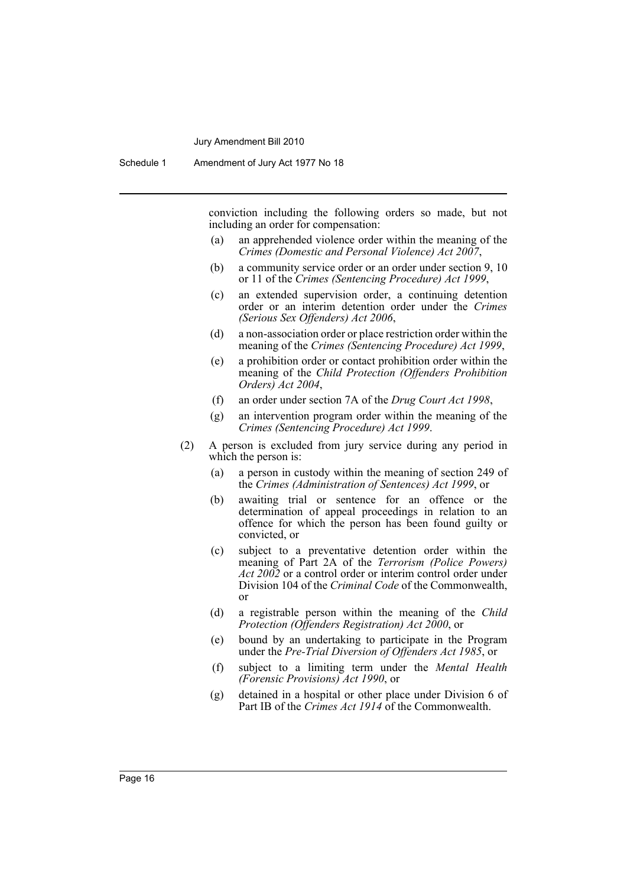conviction including the following orders so made, but not including an order for compensation:

(a) an apprehended violence order within the meaning of the *Crimes (Domestic and Personal Violence) Act 2007*,

(b) a community service order or an order under section 9, 10 or 11 of the *Crimes (Sentencing Procedure) Act 1999*,

(c) an extended supervision order, a continuing detention order or an interim detention order under the *Crimes (Serious Sex Offenders) Act 2006*,

(d) a non-association order or place restriction order within the meaning of the *Crimes (Sentencing Procedure) Act 1999*,

(e) a prohibition order or contact prohibition order within the meaning of the *Child Protection (Offenders Prohibition Orders) Act 2004*,

(f) an order under section 7A of the *Drug Court Act 1998*,

(g) an intervention program order within the meaning of the *Crimes (Sentencing Procedure) Act 1999*.

(2) A person is excluded from jury service during any period in which the person is:

(a) a person in custody within the meaning of section 249 of the *Crimes (Administration of Sentences) Act 1999*, or

(b) awaiting trial or sentence for an offence or the determination of appeal proceedings in relation to an offence for which the person has been found guilty or convicted, or

(c) subject to a preventative detention order within the meaning of Part 2A of the *Terrorism (Police Powers) Act 2002* or a control order or interim control order under Division 104 of the *Criminal Code* of the Commonwealth, or

(d) a registrable person within the meaning of the *Child Protection (Offenders Registration) Act 2000*, or

(e) bound by an undertaking to participate in the Program under the *Pre-Trial Diversion of Offenders Act 1985*, or

(f) subject to a limiting term under the *Mental Health (Forensic Provisions) Act 1990*, or

(g) detained in a hospital or other place under Division 6 of Part IB of the *Crimes Act 1914* of the Commonwealth.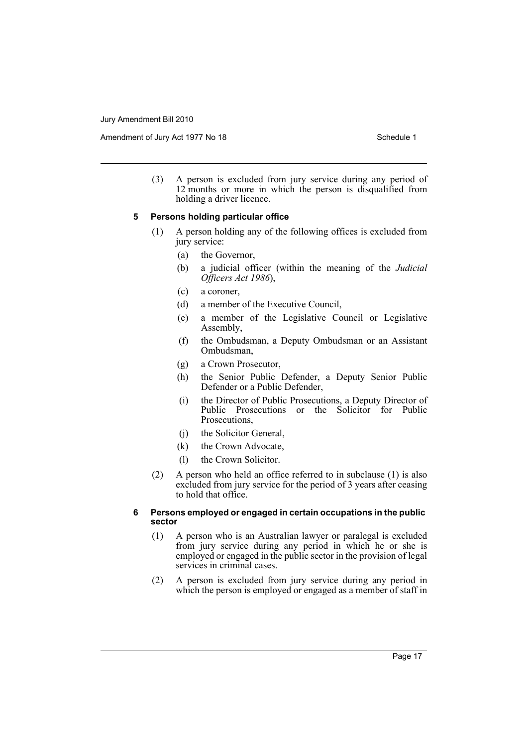(3) A person is excluded from jury service during any period of 12 months or more in which the person is disqualified from holding a driver licence.

### 5 Persons holding particular office

(1) A person holding any of the following offices is excluded from jury service:

- (a) the Governor,
- (b) a judicial officer (within the meaning of the *Judicial Officers Act 1986*),
- (c) a coroner,
- (d) a member of the Executive Council,
- (e) a member of the Legislative Council or Legislative Assembly,
- (f) the Ombudsman, a Deputy Ombudsman or an Assistant Ombudsman,
- (g) a Crown Prosecutor,
- (h) the Senior Public Defender, a Deputy Senior Public Defender or a Public Defender,
- (i) the Director of Public Prosecutions, a Deputy Director of Public Prosecutions or the Solicitor for Public Prosecutions,
- (j) the Solicitor General,
- (k) the Crown Advocate,
- (l) the Crown Solicitor.

(2) A person who held an office referred to in subclause (1) is also excluded from jury service for the period of 3 years after ceasing to hold that office.

### 6 Persons employed or engaged in certain occupations in the public sector

(1) A person who is an Australian lawyer or paralegal is excluded from jury service during any period in which he or she is employed or engaged in the public sector in the provision of legal services in criminal cases.

(2) A person is excluded from jury service during any period in which the person is employed or engaged as a member of staff in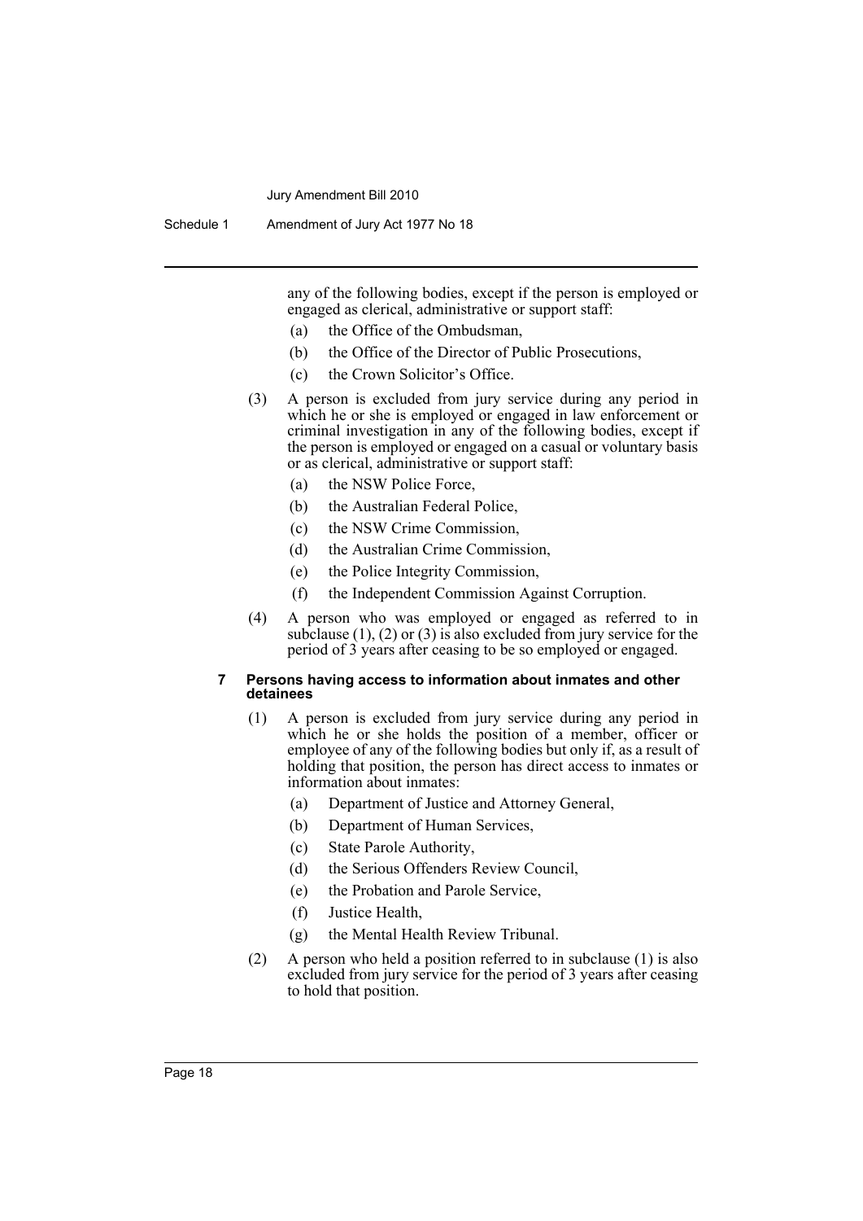any of the following bodies, except if the person is employed or engaged as clerical, administrative or support staff:

(a) the Office of the Ombudsman,

(b) the Office of the Director of Public Prosecutions,

(c) the Crown Solicitor's Office.

(3) A person is excluded from jury service during any period in which he or she is employed or engaged in law enforcement or criminal investigation in any of the following bodies, except if the person is employed or engaged on a casual or voluntary basis or as clerical, administrative or support staff:

(a) the NSW Police Force,

(b) the Australian Federal Police,

(c) the NSW Crime Commission,

(d) the Australian Crime Commission,

(e) the Police Integrity Commission,

(f) the Independent Commission Against Corruption.

(4) A person who was employed or engaged as referred to in subclause (1), (2) or (3) is also excluded from jury service for the period of 3 years after ceasing to be so employed or engaged.

#### 7 Persons having access to information about inmates and other detainees

(1) A person is excluded from jury service during any period in which he or she holds the position of a member, officer or employee of any of the following bodies but only if, as a result of holding that position, the person has direct access to inmates or information about inmates:

(a) Department of Justice and Attorney General,

(b) Department of Human Services,

(c) State Parole Authority,

(d) the Serious Offenders Review Council,

(e) the Probation and Parole Service,

(f) Justice Health,

(g) the Mental Health Review Tribunal.

(2) A person who held a position referred to in subclause (1) is also excluded from jury service for the period of 3 years after ceasing to hold that position.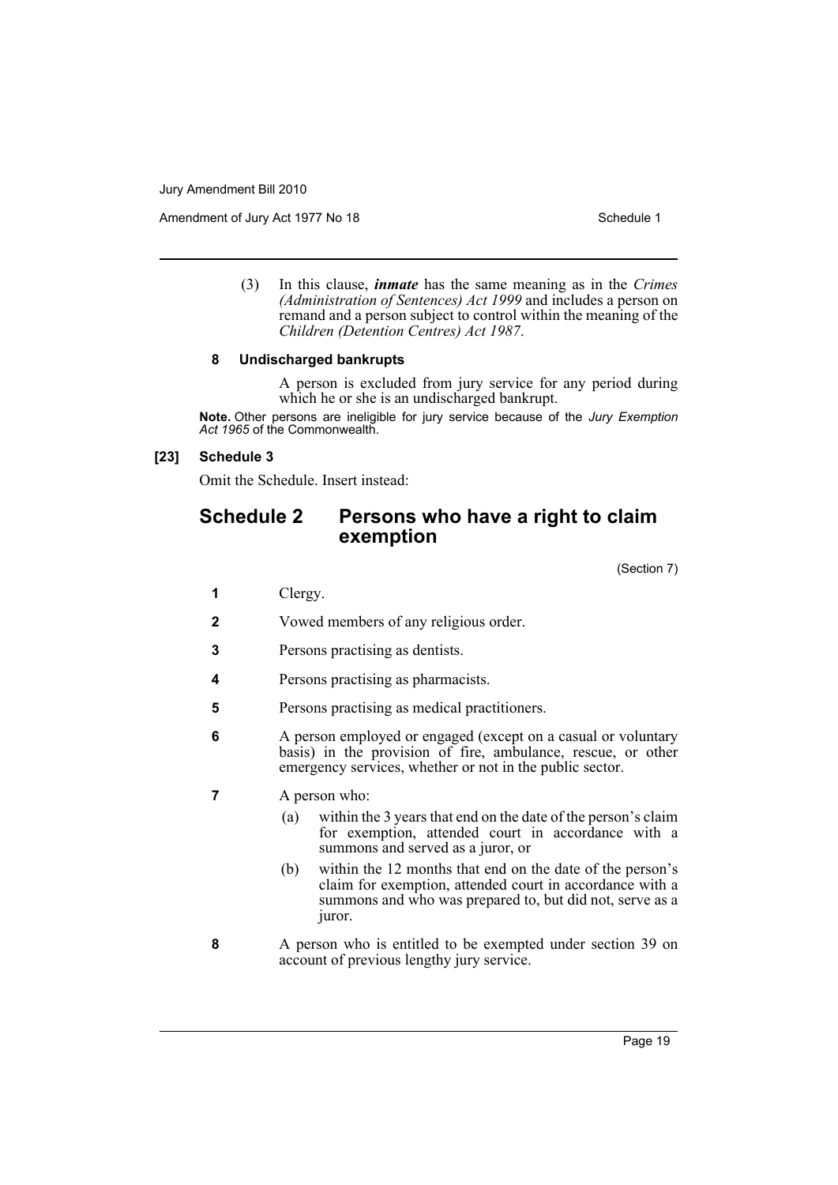(3) In this clause, ***inmate*** has the same meaning as in the *Crimes (Administration of Sentences) Act 1999* and includes a person on remand and a person subject to control within the meaning of the *Children (Detention Centres) Act 1987*.

**8 Undischarged bankrupts**

A person is excluded from jury service for any period during which he or she is an undischarged bankrupt.

**Note.** Other persons are ineligible for jury service because of the *Jury Exemption Act 1965* of the Commonwealth.

**[23] Schedule 3**

Omit the Schedule. Insert instead:

## Schedule 2 Persons who have a right to claim exemption

(Section 7)

**1** Clergy.

**2** Vowed members of any religious order.

**3** Persons practising as dentists.

**4** Persons practising as pharmacists.

**5** Persons practising as medical practitioners.

**6** A person employed or engaged (except on a casual or voluntary basis) in the provision of fire, ambulance, rescue, or other emergency services, whether or not in the public sector.

**7** A person who:

(a) within the 3 years that end on the date of the person's claim for exemption, attended court in accordance with a summons and served as a juror, or

(b) within the 12 months that end on the date of the person's claim for exemption, attended court in accordance with a summons and who was prepared to, but did not, serve as a juror.

**8** A person who is entitled to be exempted under section 39 on account of previous lengthy jury service.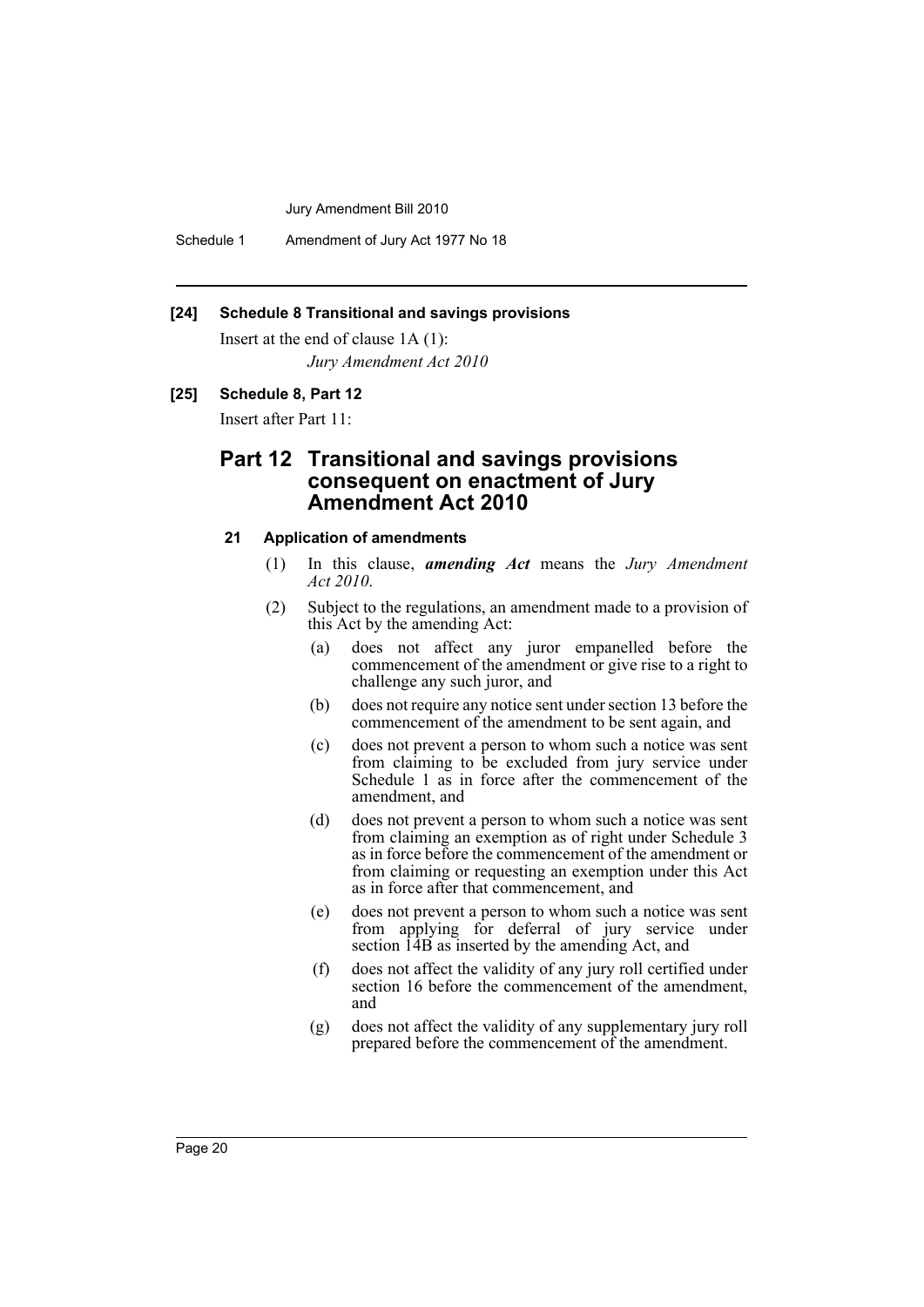**[24] Schedule 8 Transitional and savings provisions**

Insert at the end of clause 1A (1):

*Jury Amendment Act 2010*

**[25] Schedule 8, Part 12**

Insert after Part 11:

## Part 12 Transitional and savings provisions consequent on enactment of Jury Amendment Act 2010

### 21 Application of amendments

(1) In this clause, ***amending Act*** means the *Jury Amendment Act 2010*.

(2) Subject to the regulations, an amendment made to a provision of this Act by the amending Act:

- (a) does not affect any juror empanelled before the commencement of the amendment or give rise to a right to challenge any such juror, and
- (b) does not require any notice sent under section 13 before the commencement of the amendment to be sent again, and
- (c) does not prevent a person to whom such a notice was sent from claiming to be excluded from jury service under Schedule 1 as in force after the commencement of the amendment, and
- (d) does not prevent a person to whom such a notice was sent from claiming an exemption as of right under Schedule 3 as in force before the commencement of the amendment or from claiming or requesting an exemption under this Act as in force after that commencement, and
- (e) does not prevent a person to whom such a notice was sent from applying for deferral of jury service under section 14B as inserted by the amending Act, and
- (f) does not affect the validity of any jury roll certified under section 16 before the commencement of the amendment, and
- (g) does not affect the validity of any supplementary jury roll prepared before the commencement of the amendment.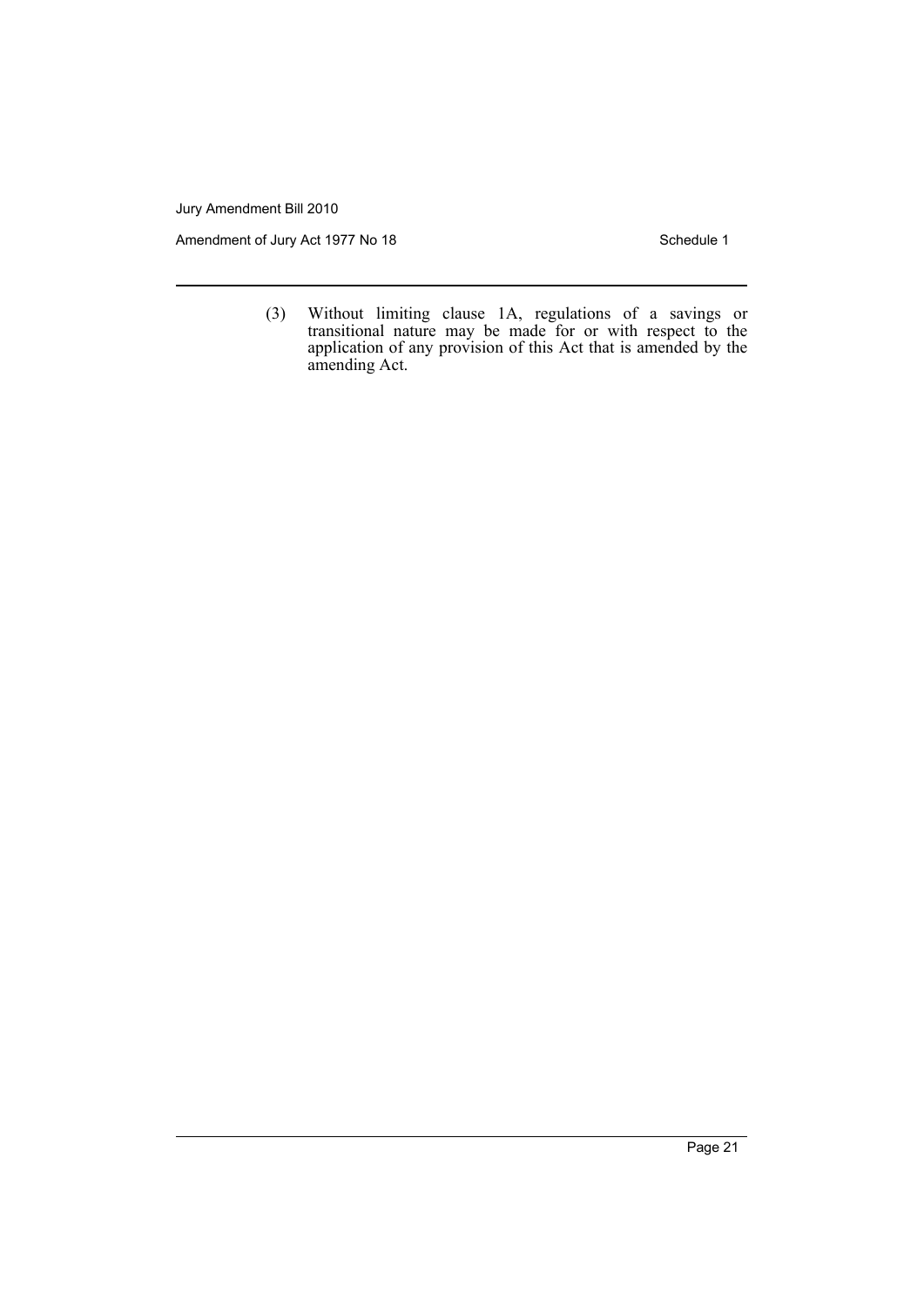(3) Without limiting clause 1A, regulations of a savings or transitional nature may be made for or with respect to the application of any provision of this Act that is amended by the amending Act.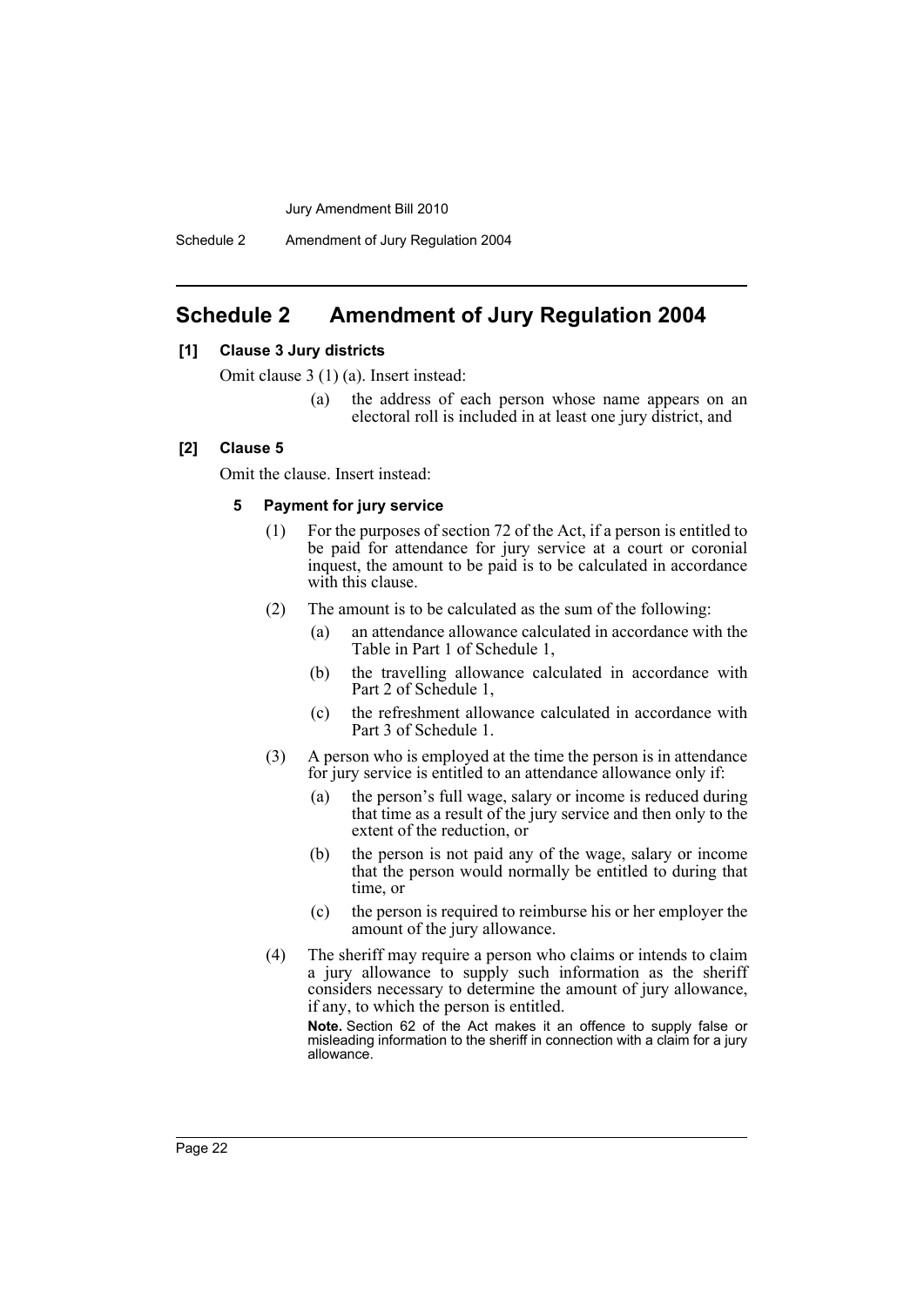## Schedule 2 Amendment of Jury Regulation 2004

**[1] Clause 3 Jury districts**

Omit clause 3 (1) (a). Insert instead:

(a) the address of each person whose name appears on an electoral roll is included in at least one jury district, and

**[2] Clause 5**

Omit the clause. Insert instead:

**5 Payment for jury service**

(1) For the purposes of section 72 of the Act, if a person is entitled to be paid for attendance for jury service at a court or coronial inquest, the amount to be paid is to be calculated in accordance with this clause.

(2) The amount is to be calculated as the sum of the following:

(a) an attendance allowance calculated in accordance with the Table in Part 1 of Schedule 1,

(b) the travelling allowance calculated in accordance with Part 2 of Schedule 1,

(c) the refreshment allowance calculated in accordance with Part 3 of Schedule 1.

(3) A person who is employed at the time the person is in attendance for jury service is entitled to an attendance allowance only if:

(a) the person's full wage, salary or income is reduced during that time as a result of the jury service and then only to the extent of the reduction, or

(b) the person is not paid any of the wage, salary or income that the person would normally be entitled to during that time, or

(c) the person is required to reimburse his or her employer the amount of the jury allowance.

(4) The sheriff may require a person who claims or intends to claim a jury allowance to supply such information as the sheriff considers necessary to determine the amount of jury allowance, if any, to which the person is entitled.

**Note.** Section 62 of the Act makes it an offence to supply false or misleading information to the sheriff in connection with a claim for a jury allowance.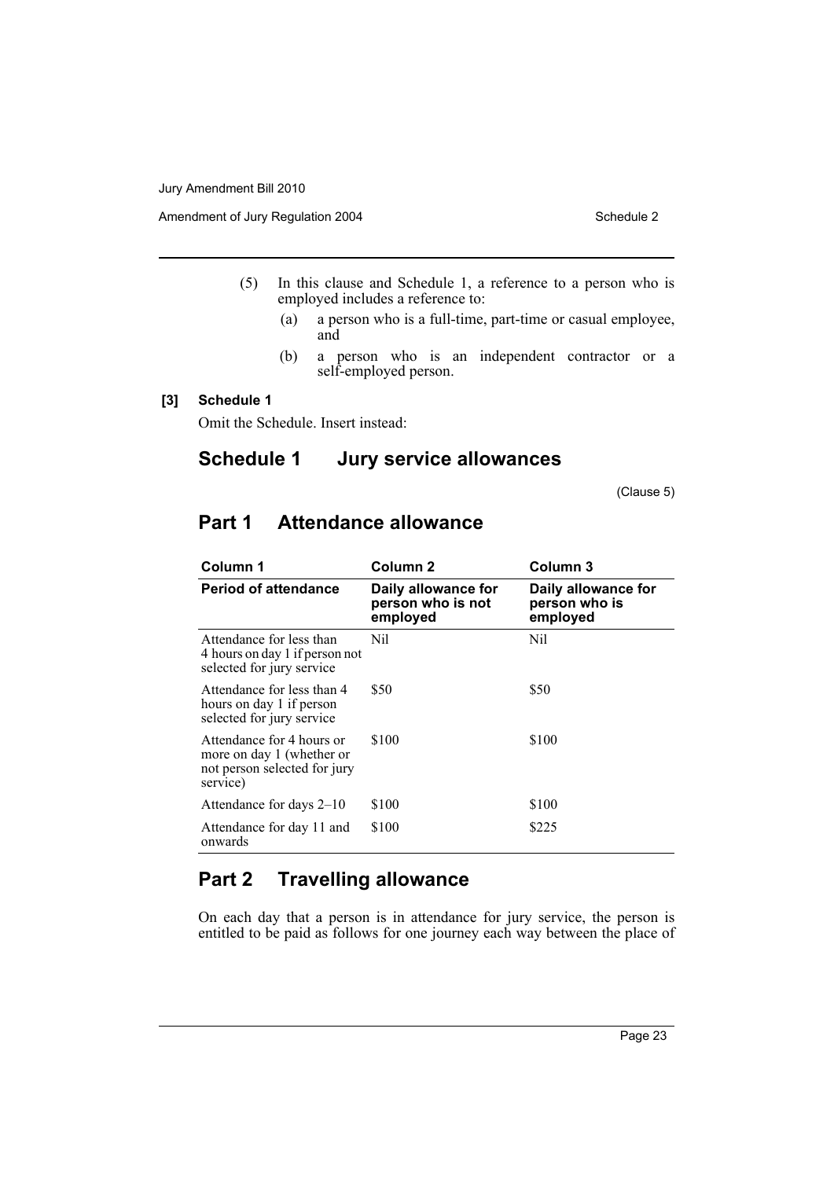(5) In this clause and Schedule 1, a reference to a person who is employed includes a reference to:

(a) a person who is a full-time, part-time or casual employee, and

(b) a person who is an independent contractor or a self-employed person.

**[3] Schedule 1**

Omit the Schedule. Insert instead:

# Schedule 1 Jury service allowances

(Clause 5)

## Part 1 Attendance allowance

| Column 1 | Column 2 | Column 3 |
|---|---|---|
| **Period of attendance** | **Daily allowance for person who is not employed** | **Daily allowance for person who is employed** |
| Attendance for less than 4 hours on day 1 if person not selected for jury service | Nil | Nil |
| Attendance for less than 4 hours on day 1 if person selected for jury service | $50 | $50 |
| Attendance for 4 hours or more on day 1 (whether or not person selected for jury service) | $100 | $100 |
| Attendance for days 2–10 | $100 | $100 |
| Attendance for day 11 and onwards | $100 | $225 |

## Part 2 Travelling allowance

On each day that a person is in attendance for jury service, the person is entitled to be paid as follows for one journey each way between the place of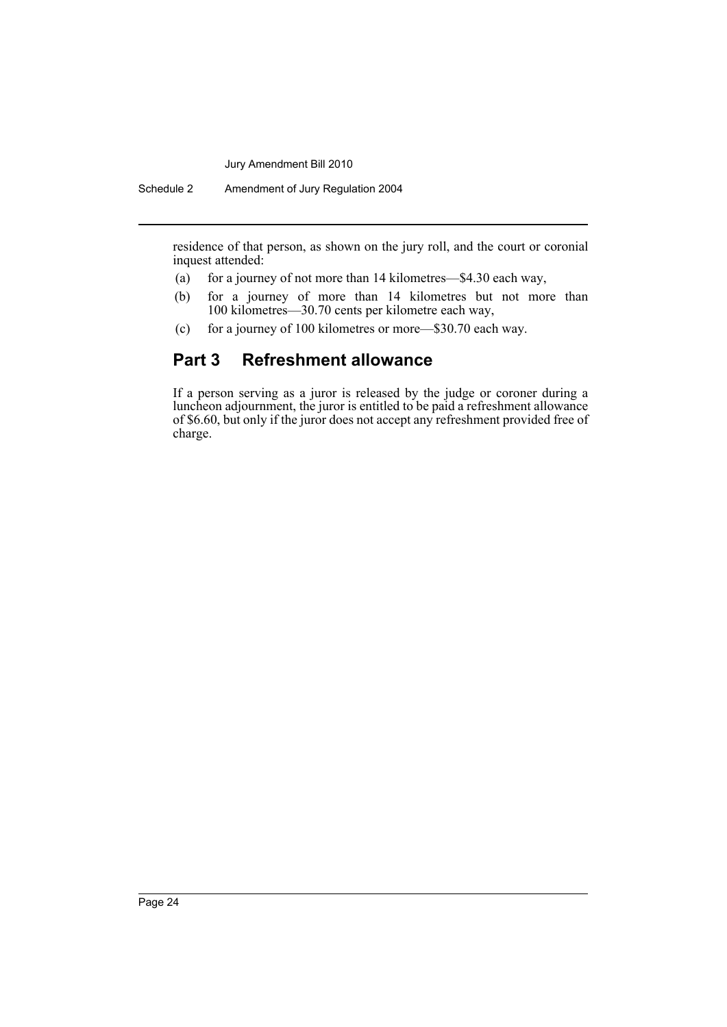residence of that person, as shown on the jury roll, and the court or coronial inquest attended:

(a) for a journey of not more than 14 kilometres—$4.30 each way,

(b) for a journey of more than 14 kilometres but not more than 100 kilometres—30.70 cents per kilometre each way,

(c) for a journey of 100 kilometres or more—$30.70 each way.

## Part 3 Refreshment allowance

If a person serving as a juror is released by the judge or coroner during a luncheon adjournment, the juror is entitled to be paid a refreshment allowance of $6.60, but only if the juror does not accept any refreshment provided free of charge.